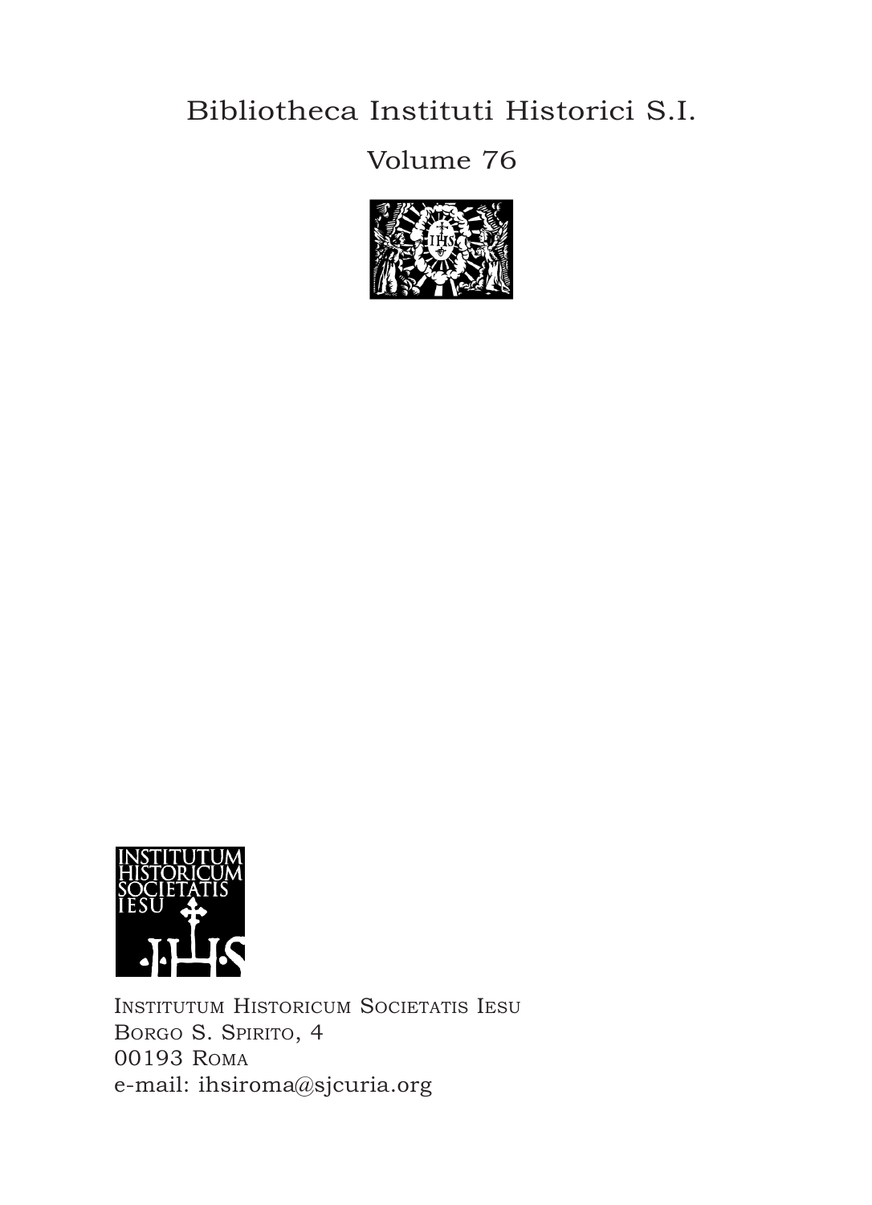Bibliotheca Instituti Historici S.I.

Volume 76

INSTITUTUM HISTORICUM SOCIETATIS IESU

Institutum Historicum Societatis Iesu
Borgo S. Spirito, 4
00193 Roma
e-mail: ihsiroma@sjcuria.org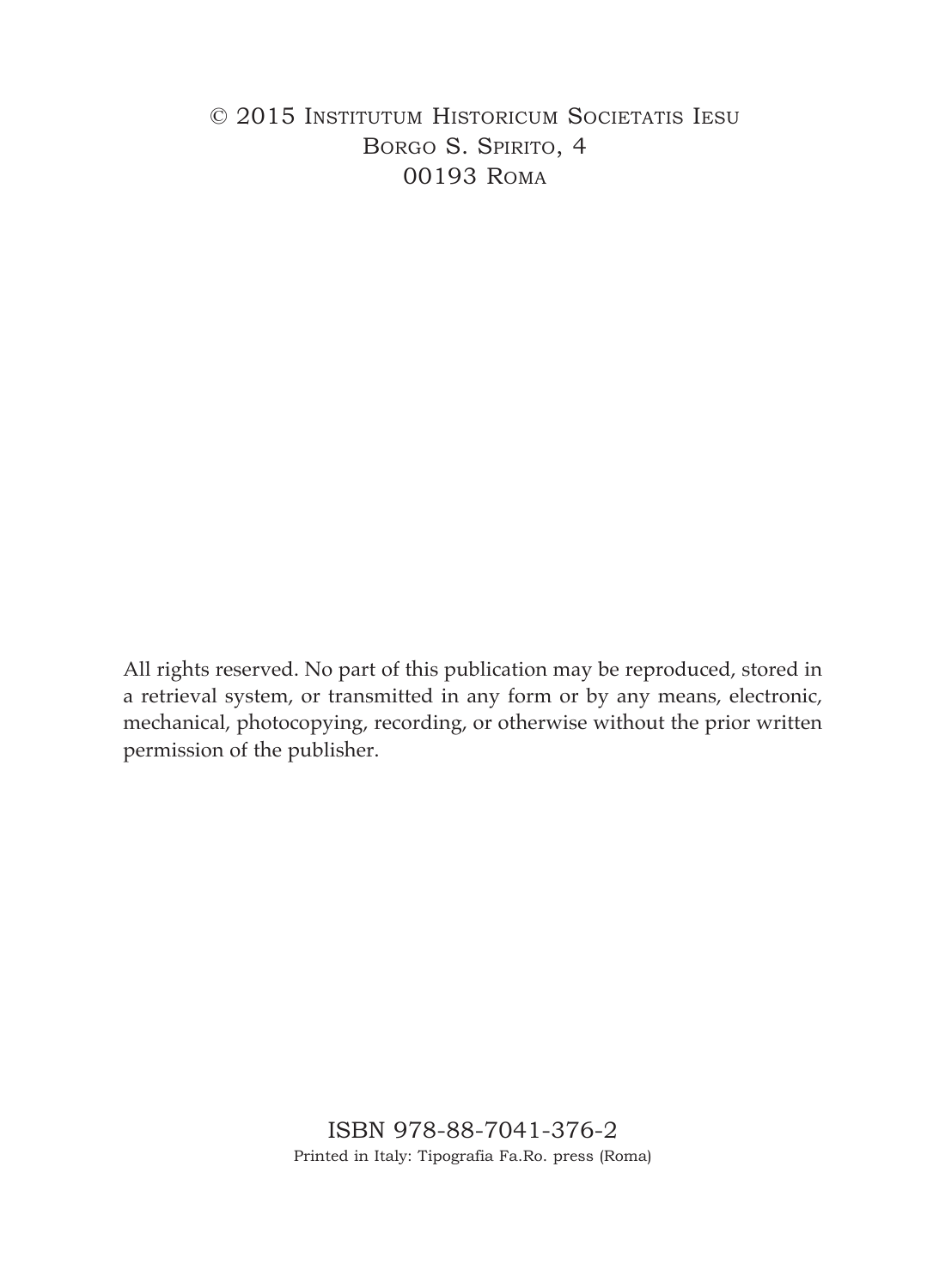© 2015 Institutum Historicum Societatis Iesu
Borgo S. Spirito, 4
00193 Roma

All rights reserved. No part of this publication may be reproduced, stored in a retrieval system, or transmitted in any form or by any means, electronic, mechanical, photocopying, recording, or otherwise without the prior written permission of the publisher.

ISBN 978-88-7041-376-2
Printed in Italy: Tipografia Fa.Ro. press (Roma)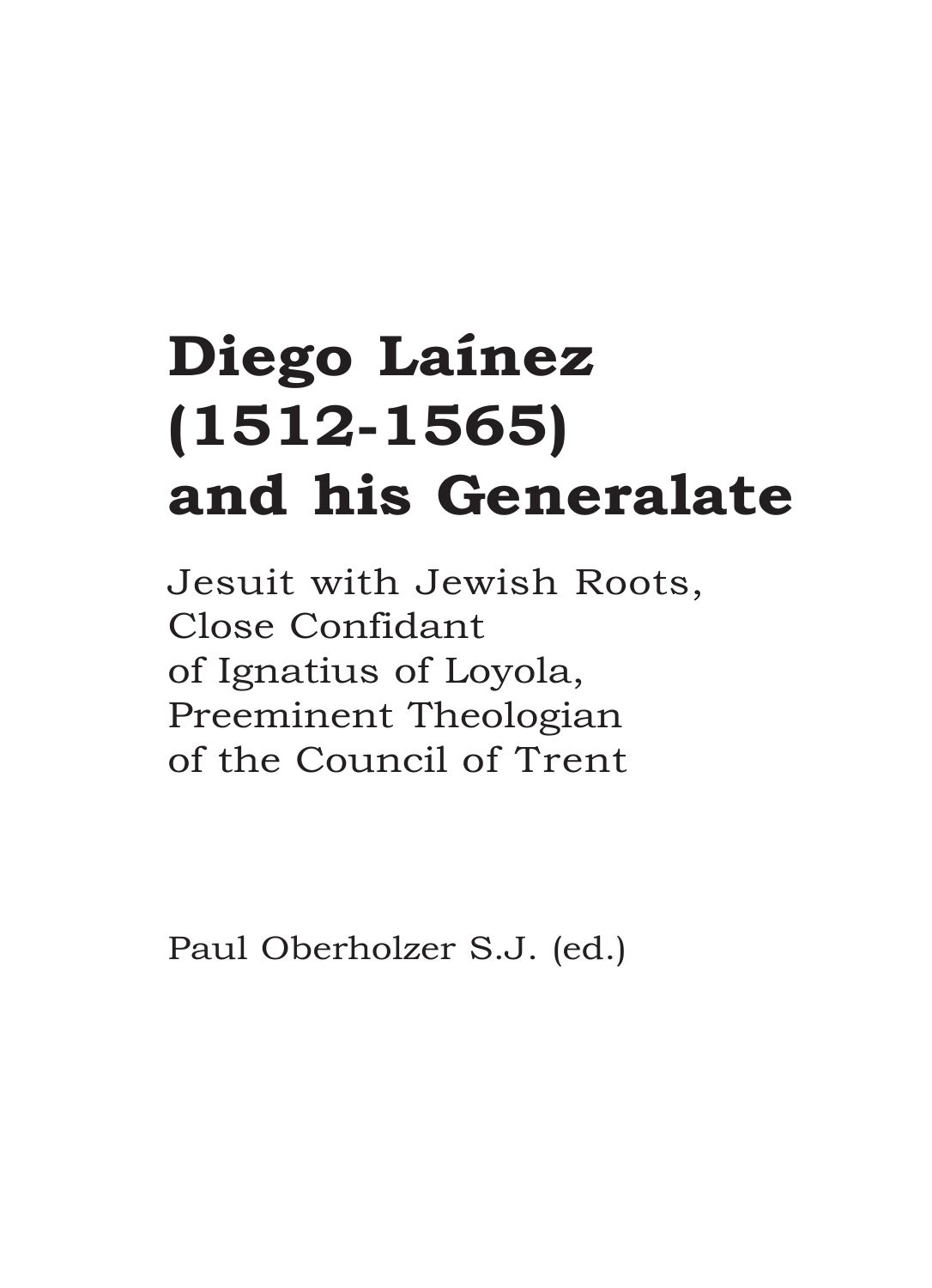# Diego Laínez (1512-1565) and his Generalate

Jesuit with Jewish Roots,
Close Confidant
of Ignatius of Loyola,
Preeminent Theologian
of the Council of Trent

Paul Oberholzer S.J. (ed.)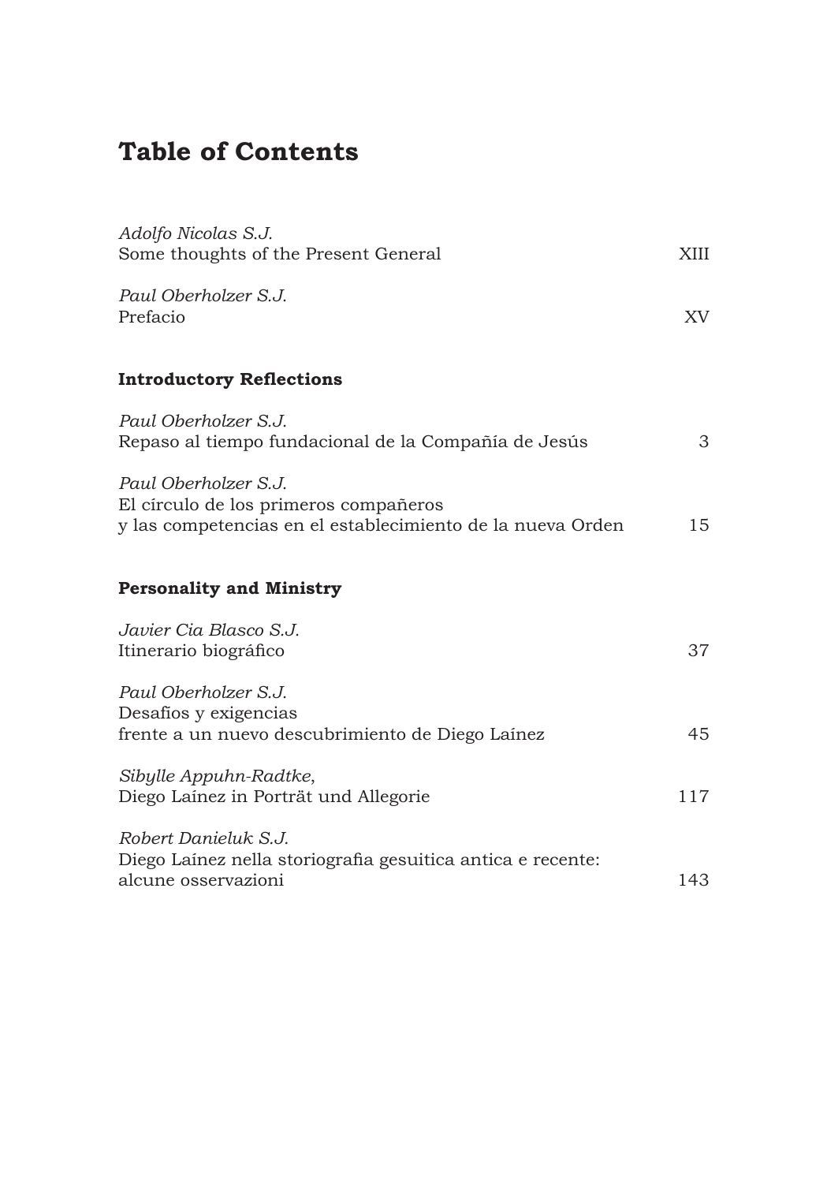# Table of Contents

*Adolfo Nicolas S.J.*
Some thoughts of the Present General — XIII

*Paul Oberholzer S.J.*
Prefacio — XV

## Introductory Reflections

*Paul Oberholzer S.J.*
Repaso al tiempo fundacional de la Compañía de Jesús — 3

*Paul Oberholzer S.J.*
El círculo de los primeros compañeros
y las competencias en el establecimiento de la nueva Orden — 15

## Personality and Ministry

*Javier Cia Blasco S.J.*
Itinerario biográfico — 37

*Paul Oberholzer S.J.*
Desafíos y exigencias
frente a un nuevo descubrimiento de Diego Laínez — 45

*Sibylle Appuhn-Radtke*,
Diego Laínez in Porträt und Allegorie — 117

*Robert Danieluk S.J.*
Diego Laínez nella storiografia gesuitica antica e recente:
alcune osservazioni — 143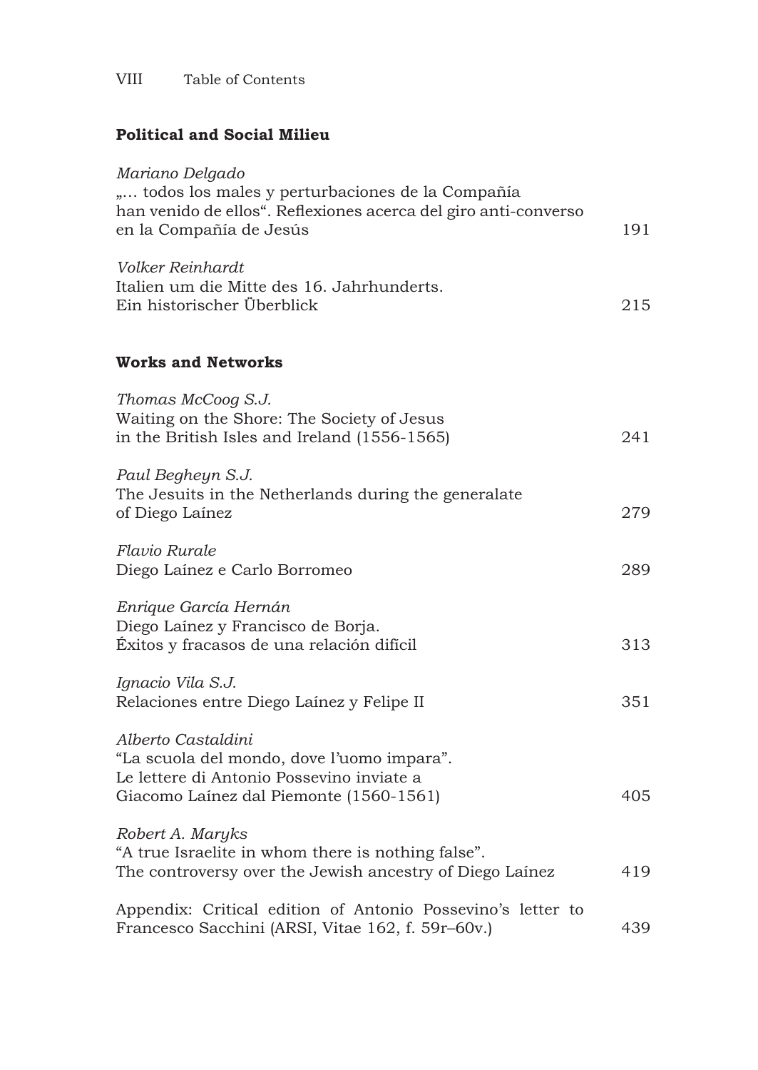## Political and Social Milieu

*Mariano Delgado*
„… todos los males y perturbaciones de la Compañía han venido de ellos". Reflexiones acerca del giro anti-converso en la Compañía de Jesús 191

*Volker Reinhardt*
Italien um die Mitte des 16. Jahrhunderts. Ein historischer Überblick 215

## Works and Networks

*Thomas McCoog S.J.*
Waiting on the Shore: The Society of Jesus in the British Isles and Ireland (1556-1565) 241

*Paul Begheyn S.J.*
The Jesuits in the Netherlands during the generalate of Diego Laínez 279

*Flavio Rurale*
Diego Laínez e Carlo Borromeo 289

*Enrique García Hernán*
Diego Laínez y Francisco de Borja. Éxitos y fracasos de una relación difícil 313

*Ignacio Vila S.J.*
Relaciones entre Diego Laínez y Felipe II 351

*Alberto Castaldini*
"La scuola del mondo, dove l'uomo impara". Le lettere di Antonio Possevino inviate a Giacomo Laínez dal Piemonte (1560-1561) 405

*Robert A. Maryks*
"A true Israelite in whom there is nothing false". The controversy over the Jewish ancestry of Diego Laínez 419

Appendix: Critical edition of Antonio Possevino's letter to Francesco Sacchini (ARSI, Vitae 162, f. 59r–60v.) 439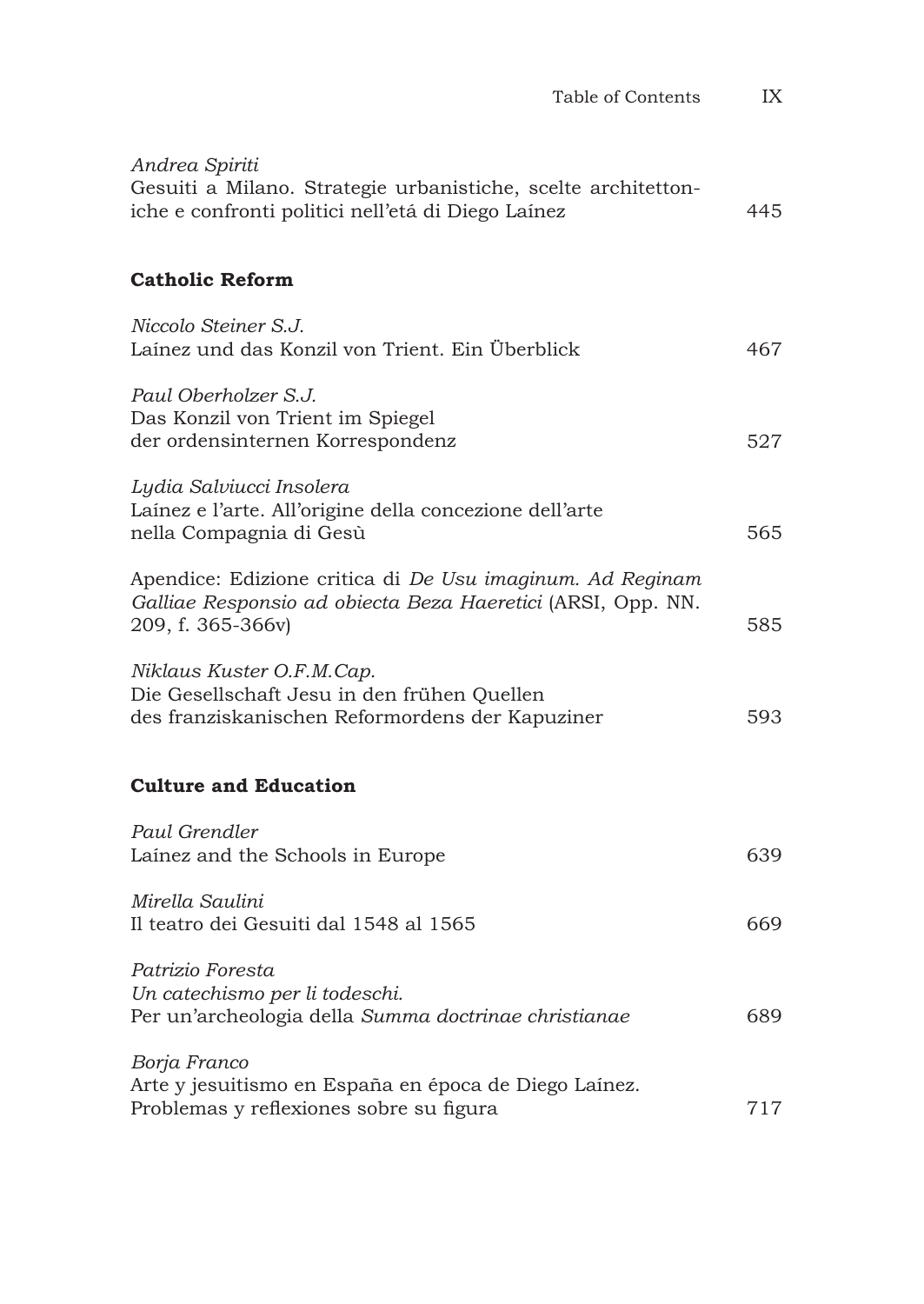*Andrea Spiriti*
Gesuiti a Milano. Strategie urbanistiche, scelte architettoniche e confronti politici nell'etá di Diego Laínez 445

## Catholic Reform

*Niccolo Steiner S.J.*
Laínez und das Konzil von Trient. Ein Überblick 467

*Paul Oberholzer S.J.*
Das Konzil von Trient im Spiegel der ordensinternen Korrespondenz 527

*Lydia Salviucci Insolera*
Laínez e l'arte. All'origine della concezione dell'arte nella Compagnia di Gesù 565

Apendice: Edizione critica di *De Usu imaginum. Ad Reginam Galliae Responsio ad obiecta Beza Haeretici* (ARSI, Opp. NN. 209, f. 365-366v) 585

*Niklaus Kuster O.F.M.Cap.*
Die Gesellschaft Jesu in den frühen Quellen des franziskanischen Reformordens der Kapuziner 593

## Culture and Education

*Paul Grendler*
Laínez and the Schools in Europe 639

*Mirella Saulini*
Il teatro dei Gesuiti dal 1548 al 1565 669

*Patrizio Foresta*
*Un catechismo per li todeschi.*
Per un'archeologia della *Summa doctrinae christianae* 689

*Borja Franco*
Arte y jesuitismo en España en época de Diego Laínez. Problemas y reflexiones sobre su figura 717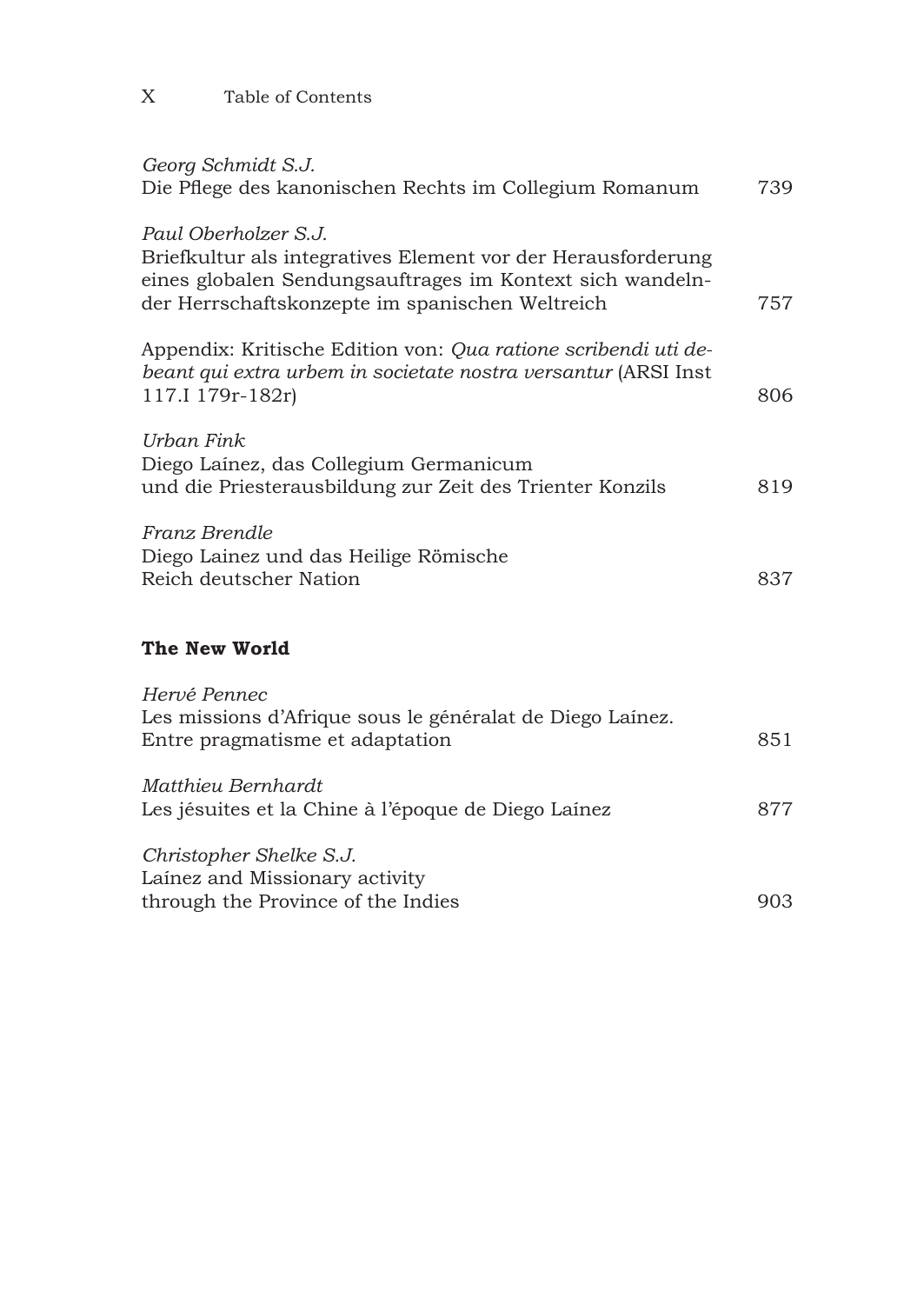*Georg Schmidt S.J.*
Die Pflege des kanonischen Rechts im Collegium Romanum 739

*Paul Oberholzer S.J.*
Briefkultur als integratives Element vor der Herausforderung eines globalen Sendungsauftrages im Kontext sich wandelnder Herrschaftskonzepte im spanischen Weltreich 757

Appendix: Kritische Edition von: *Qua ratione scribendi uti debeant qui extra urbem in societate nostra versantur* (ARSI Inst 117.I 179r-182r) 806

*Urban Fink*
Diego Laínez, das Collegium Germanicum und die Priesterausbildung zur Zeit des Trienter Konzils 819

*Franz Brendle*
Diego Lainez und das Heilige Römische Reich deutscher Nation 837

**The New World**

*Hervé Pennec*
Les missions d'Afrique sous le généralat de Diego Laínez. Entre pragmatisme et adaptation 851

*Matthieu Bernhardt*
Les jésuites et la Chine à l'époque de Diego Laínez 877

*Christopher Shelke S.J.*
Laínez and Missionary activity through the Province of the Indies 903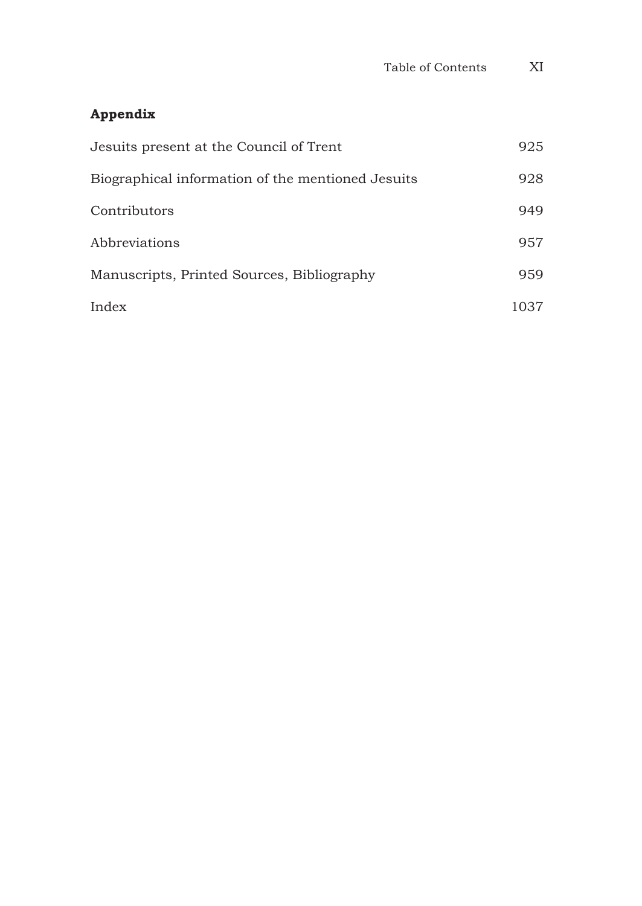## Appendix

| | |
|---|---|
| Jesuits present at the Council of Trent | 925 |
| Biographical information of the mentioned Jesuits | 928 |
| Contributors | 949 |
| Abbreviations | 957 |
| Manuscripts, Printed Sources, Bibliography | 959 |
| Index | 1037 |